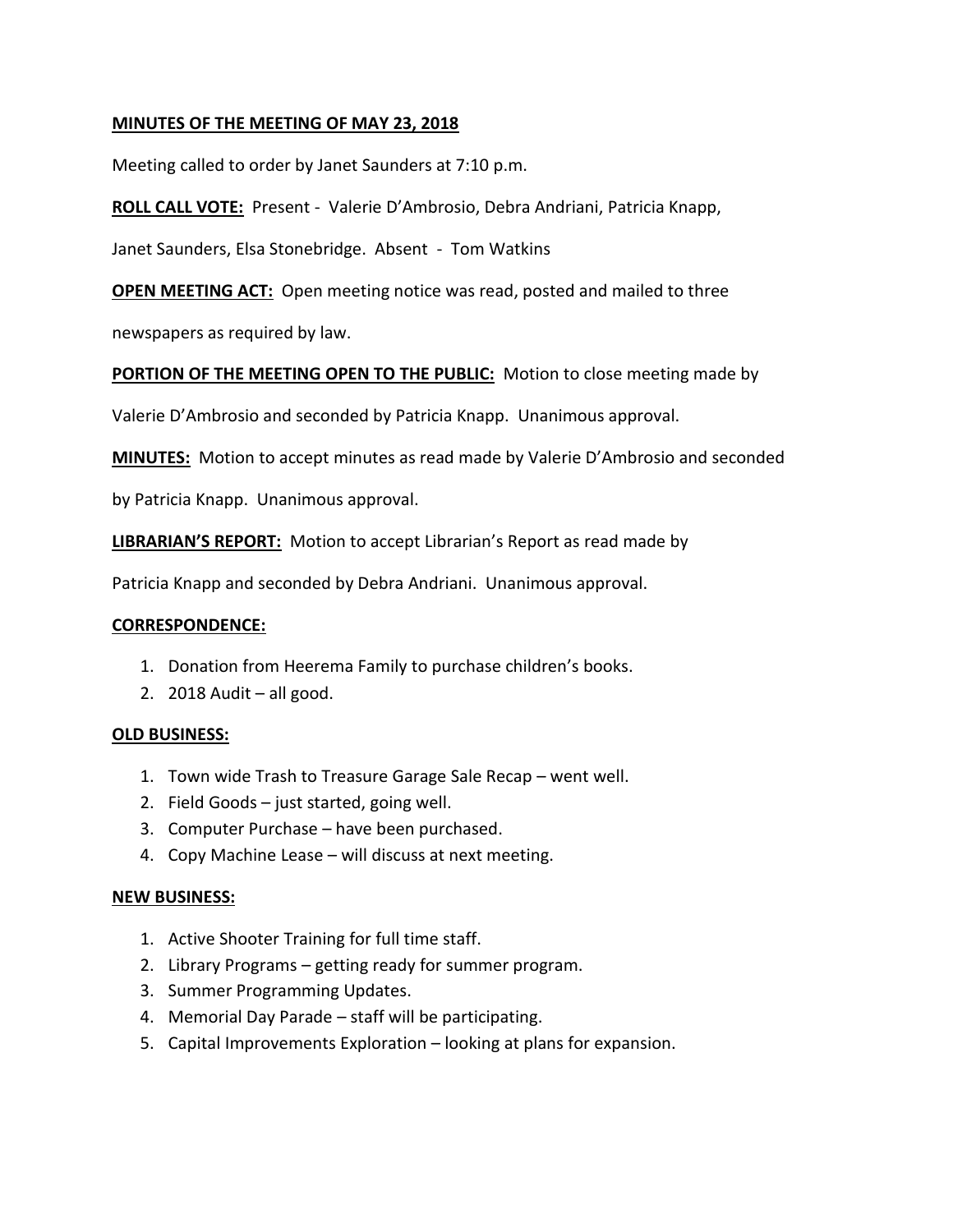**MINUTES OF THE MEETING OF MAY 23, 2018**

Meeting called to order by Janet Saunders at 7:10 p.m.

**ROLL CALL VOTE:** Present - Valerie D'Ambrosio, Debra Andriani, Patricia Knapp, Janet Saunders, Elsa Stonebridge. Absent - Tom Watkins

**OPEN MEETING ACT:** Open meeting notice was read, posted and mailed to three newspapers as required by law.

**PORTION OF THE MEETING OPEN TO THE PUBLIC:** Motion to close meeting made by Valerie D'Ambrosio and seconded by Patricia Knapp. Unanimous approval.

**MINUTES:** Motion to accept minutes as read made by Valerie D'Ambrosio and seconded by Patricia Knapp. Unanimous approval.

**LIBRARIAN'S REPORT:** Motion to accept Librarian's Report as read made by Patricia Knapp and seconded by Debra Andriani. Unanimous approval.

**CORRESPONDENCE:**

1. Donation from Heerema Family to purchase children's books.
2. 2018 Audit – all good.

**OLD BUSINESS:**

1. Town wide Trash to Treasure Garage Sale Recap – went well.
2. Field Goods – just started, going well.
3. Computer Purchase – have been purchased.
4. Copy Machine Lease – will discuss at next meeting.

**NEW BUSINESS:**

1. Active Shooter Training for full time staff.
2. Library Programs – getting ready for summer program.
3. Summer Programming Updates.
4. Memorial Day Parade – staff will be participating.
5. Capital Improvements Exploration – looking at plans for expansion.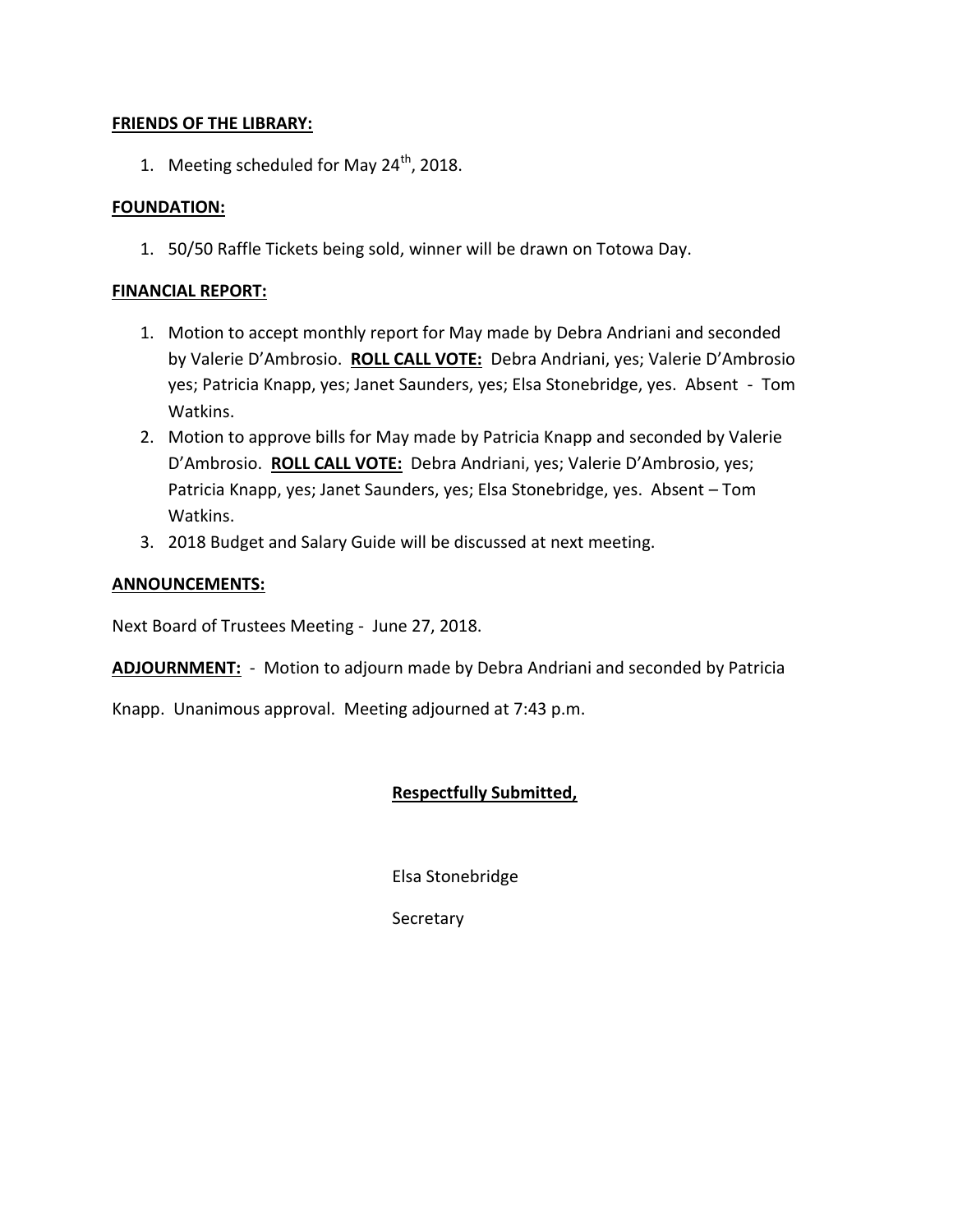**FRIENDS OF THE LIBRARY:**

1. Meeting scheduled for May 24th, 2018.

**FOUNDATION:**

1. 50/50 Raffle Tickets being sold, winner will be drawn on Totowa Day.

**FINANCIAL REPORT:**

1. Motion to accept monthly report for May made by Debra Andriani and seconded by Valerie D'Ambrosio. **ROLL CALL VOTE:** Debra Andriani, yes; Valerie D'Ambrosio yes; Patricia Knapp, yes; Janet Saunders, yes; Elsa Stonebridge, yes. Absent - Tom Watkins.
2. Motion to approve bills for May made by Patricia Knapp and seconded by Valerie D'Ambrosio. **ROLL CALL VOTE:** Debra Andriani, yes; Valerie D'Ambrosio, yes; Patricia Knapp, yes; Janet Saunders, yes; Elsa Stonebridge, yes. Absent – Tom Watkins.
3. 2018 Budget and Salary Guide will be discussed at next meeting.

**ANNOUNCEMENTS:**

Next Board of Trustees Meeting - June 27, 2018.

**ADJOURNMENT:** - Motion to adjourn made by Debra Andriani and seconded by Patricia Knapp. Unanimous approval. Meeting adjourned at 7:43 p.m.

**Respectfully Submitted,**

Elsa Stonebridge

Secretary